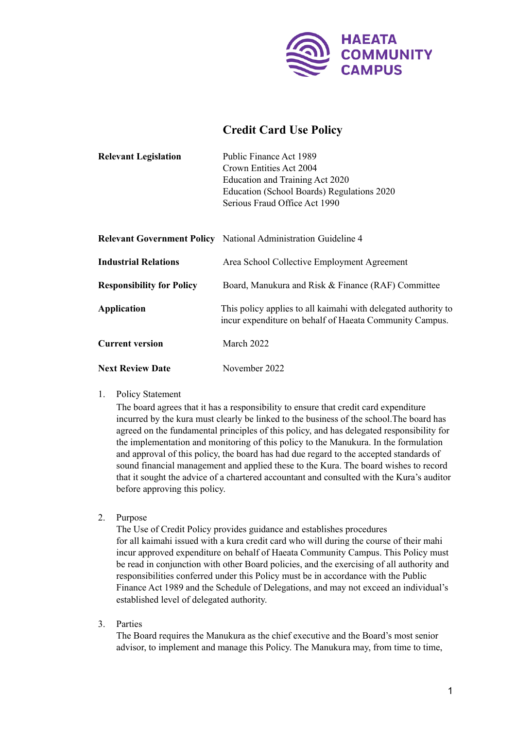HAEATA COMMUNITY CAMPUS

# Credit Card Use Policy

| | |
|---|---|
| **Relevant Legislation** | Public Finance Act 1989<br>Crown Entities Act 2004<br>Education and Training Act 2020<br>Education (School Boards) Regulations 2020<br>Serious Fraud Office Act 1990 |
| **Relevant Government Policy** | National Administration Guideline 4 |
| **Industrial Relations** | Area School Collective Employment Agreement |
| **Responsibility for Policy** | Board, Manukura and Risk & Finance (RAF) Committee |
| **Application** | This policy applies to all kaimahi with delegated authority to incur expenditure on behalf of Haeata Community Campus. |
| **Current version** | March 2022 |
| **Next Review Date** | November 2022 |

1. Policy Statement
   The board agrees that it has a responsibility to ensure that credit card expenditure incurred by the kura must clearly be linked to the business of the school.The board has agreed on the fundamental principles of this policy, and has delegated responsibility for the implementation and monitoring of this policy to the Manukura. In the formulation and approval of this policy, the board has had due regard to the accepted standards of sound financial management and applied these to the Kura. The board wishes to record that it sought the advice of a chartered accountant and consulted with the Kura's auditor before approving this policy.

2. Purpose
   The Use of Credit Policy provides guidance and establishes procedures for all kaimahi issued with a kura credit card who will during the course of their mahi incur approved expenditure on behalf of Haeata Community Campus. This Policy must be read in conjunction with other Board policies, and the exercising of all authority and responsibilities conferred under this Policy must be in accordance with the Public Finance Act 1989 and the Schedule of Delegations, and may not exceed an individual's established level of delegated authority.

3. Parties
   The Board requires the Manukura as the chief executive and the Board's most senior advisor, to implement and manage this Policy. The Manukura may, from time to time,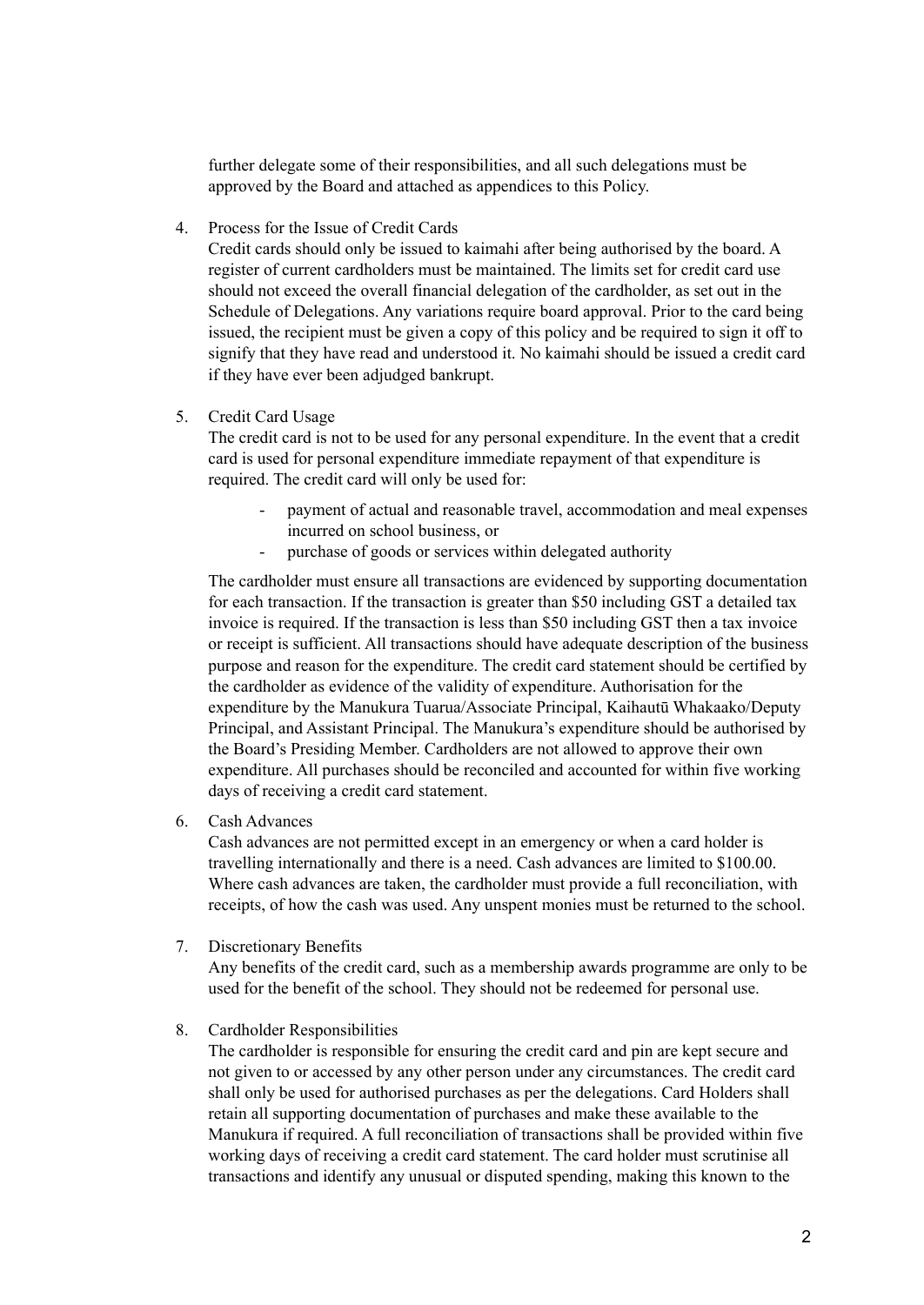further delegate some of their responsibilities, and all such delegations must be approved by the Board and attached as appendices to this Policy.

4. Process for the Issue of Credit Cards

   Credit cards should only be issued to kaimahi after being authorised by the board. A register of current cardholders must be maintained. The limits set for credit card use should not exceed the overall financial delegation of the cardholder, as set out in the Schedule of Delegations. Any variations require board approval. Prior to the card being issued, the recipient must be given a copy of this policy and be required to sign it off to signify that they have read and understood it. No kaimahi should be issued a credit card if they have ever been adjudged bankrupt.

5. Credit Card Usage

   The credit card is not to be used for any personal expenditure. In the event that a credit card is used for personal expenditure immediate repayment of that expenditure is required. The credit card will only be used for:

   - payment of actual and reasonable travel, accommodation and meal expenses incurred on school business, or
   - purchase of goods or services within delegated authority

   The cardholder must ensure all transactions are evidenced by supporting documentation for each transaction. If the transaction is greater than $50 including GST a detailed tax invoice is required. If the transaction is less than $50 including GST then a tax invoice or receipt is sufficient. All transactions should have adequate description of the business purpose and reason for the expenditure. The credit card statement should be certified by the cardholder as evidence of the validity of expenditure. Authorisation for the expenditure by the Manukura Tuarua/Associate Principal, Kaihautū Whakaako/Deputy Principal, and Assistant Principal. The Manukura's expenditure should be authorised by the Board's Presiding Member. Cardholders are not allowed to approve their own expenditure. All purchases should be reconciled and accounted for within five working days of receiving a credit card statement.

6. Cash Advances

   Cash advances are not permitted except in an emergency or when a card holder is travelling internationally and there is a need. Cash advances are limited to $100.00. Where cash advances are taken, the cardholder must provide a full reconciliation, with receipts, of how the cash was used. Any unspent monies must be returned to the school.

7. Discretionary Benefits

   Any benefits of the credit card, such as a membership awards programme are only to be used for the benefit of the school. They should not be redeemed for personal use.

8. Cardholder Responsibilities

   The cardholder is responsible for ensuring the credit card and pin are kept secure and not given to or accessed by any other person under any circumstances. The credit card shall only be used for authorised purchases as per the delegations. Card Holders shall retain all supporting documentation of purchases and make these available to the Manukura if required. A full reconciliation of transactions shall be provided within five working days of receiving a credit card statement. The card holder must scrutinise all transactions and identify any unusual or disputed spending, making this known to the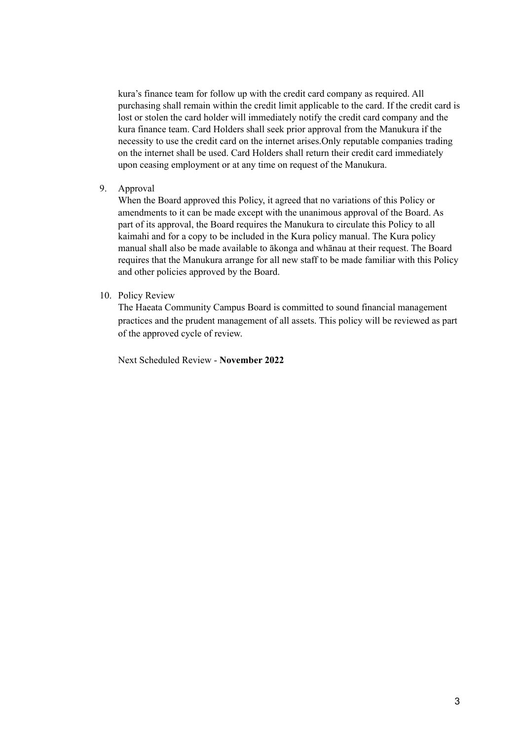kura's finance team for follow up with the credit card company as required. All purchasing shall remain within the credit limit applicable to the card. If the credit card is lost or stolen the card holder will immediately notify the credit card company and the kura finance team. Card Holders shall seek prior approval from the Manukura if the necessity to use the credit card on the internet arises.Only reputable companies trading on the internet shall be used. Card Holders shall return their credit card immediately upon ceasing employment or at any time on request of the Manukura.

9. Approval
   When the Board approved this Policy, it agreed that no variations of this Policy or amendments to it can be made except with the unanimous approval of the Board. As part of its approval, the Board requires the Manukura to circulate this Policy to all kaimahi and for a copy to be included in the Kura policy manual. The Kura policy manual shall also be made available to ākonga and whānau at their request. The Board requires that the Manukura arrange for all new staff to be made familiar with this Policy and other policies approved by the Board.

10. Policy Review
    The Haeata Community Campus Board is committed to sound financial management practices and the prudent management of all assets. This policy will be reviewed as part of the approved cycle of review.

    Next Scheduled Review - **November 2022**